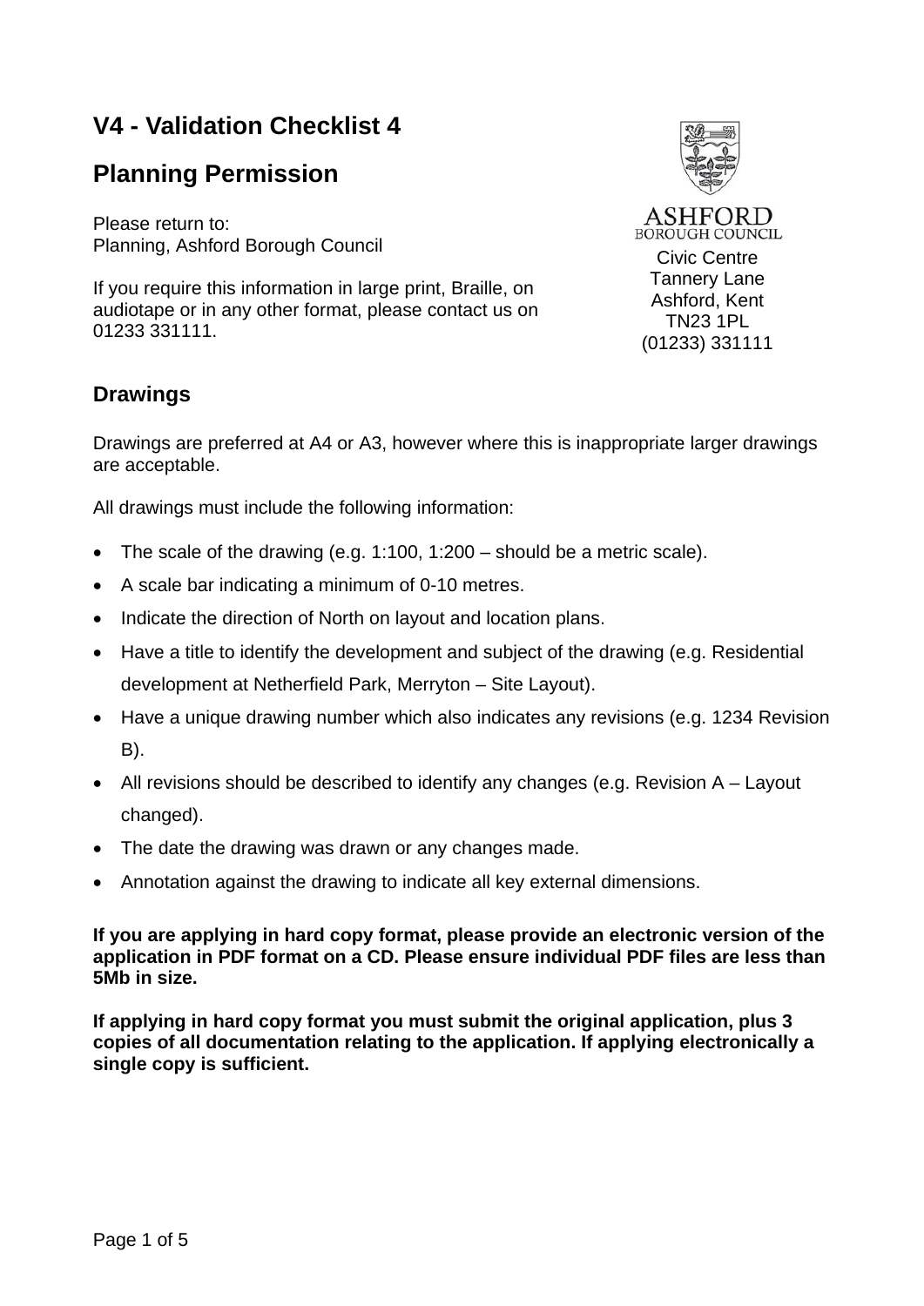# V4 - Validation Checklist 4

# Planning Permission

Please return to:
Planning, Ashford Borough Council

If you require this information in large print, Braille, on audiotape or in any other format, please contact us on 01233 331111.

ASHFORD
BOROUGH COUNCIL
Civic Centre
Tannery Lane
Ashford, Kent
TN23 1PL
(01233) 331111

## Drawings

Drawings are preferred at A4 or A3, however where this is inappropriate larger drawings are acceptable.

All drawings must include the following information:

- The scale of the drawing (e.g. 1:100, 1:200 – should be a metric scale).
- A scale bar indicating a minimum of 0-10 metres.
- Indicate the direction of North on layout and location plans.
- Have a title to identify the development and subject of the drawing (e.g. Residential development at Netherfield Park, Merryton – Site Layout).
- Have a unique drawing number which also indicates any revisions (e.g. 1234 Revision B).
- All revisions should be described to identify any changes (e.g. Revision A – Layout changed).
- The date the drawing was drawn or any changes made.
- Annotation against the drawing to indicate all key external dimensions.

**If you are applying in hard copy format, please provide an electronic version of the application in PDF format on a CD. Please ensure individual PDF files are less than 5Mb in size.**

**If applying in hard copy format you must submit the original application, plus 3 copies of all documentation relating to the application. If applying electronically a single copy is sufficient.**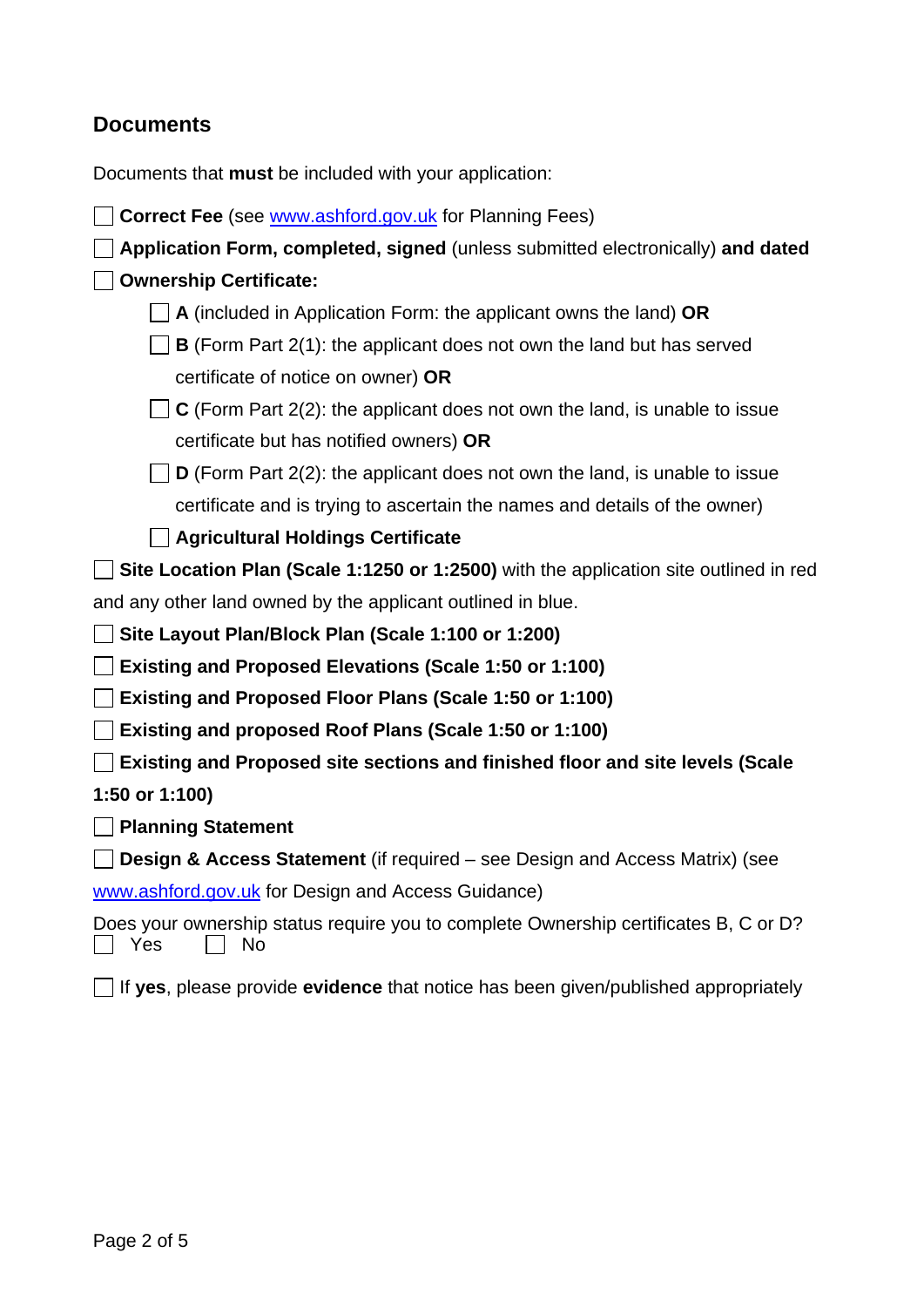## Documents

Documents that **must** be included with your application:

- [ ] **Correct Fee** (see www.ashford.gov.uk for Planning Fees)
- [ ] **Application Form, completed, signed** (unless submitted electronically) **and dated**
- [ ] **Ownership Certificate:**
  - [ ] **A** (included in Application Form: the applicant owns the land) **OR**
  - [ ] **B** (Form Part 2(1): the applicant does not own the land but has served certificate of notice on owner) **OR**
  - [ ] **C** (Form Part 2(2): the applicant does not own the land, is unable to issue certificate but has notified owners) **OR**
  - [ ] **D** (Form Part 2(2): the applicant does not own the land, is unable to issue certificate and is trying to ascertain the names and details of the owner)
  - [ ] **Agricultural Holdings Certificate**
- [ ] **Site Location Plan (Scale 1:1250 or 1:2500)** with the application site outlined in red and any other land owned by the applicant outlined in blue.
- [ ] **Site Layout Plan/Block Plan (Scale 1:100 or 1:200)**
- [ ] **Existing and Proposed Elevations (Scale 1:50 or 1:100)**
- [ ] **Existing and Proposed Floor Plans (Scale 1:50 or 1:100)**
- [ ] **Existing and proposed Roof Plans (Scale 1:50 or 1:100)**
- [ ] **Existing and Proposed site sections and finished floor and site levels (Scale 1:50 or 1:100)**
- [ ] **Planning Statement**
- [ ] **Design & Access Statement** (if required – see Design and Access Matrix) (see www.ashford.gov.uk for Design and Access Guidance)

Does your ownership status require you to complete Ownership certificates B, C or D?
- [ ] Yes
- [ ] No

- [ ] If **yes**, please provide **evidence** that notice has been given/published appropriately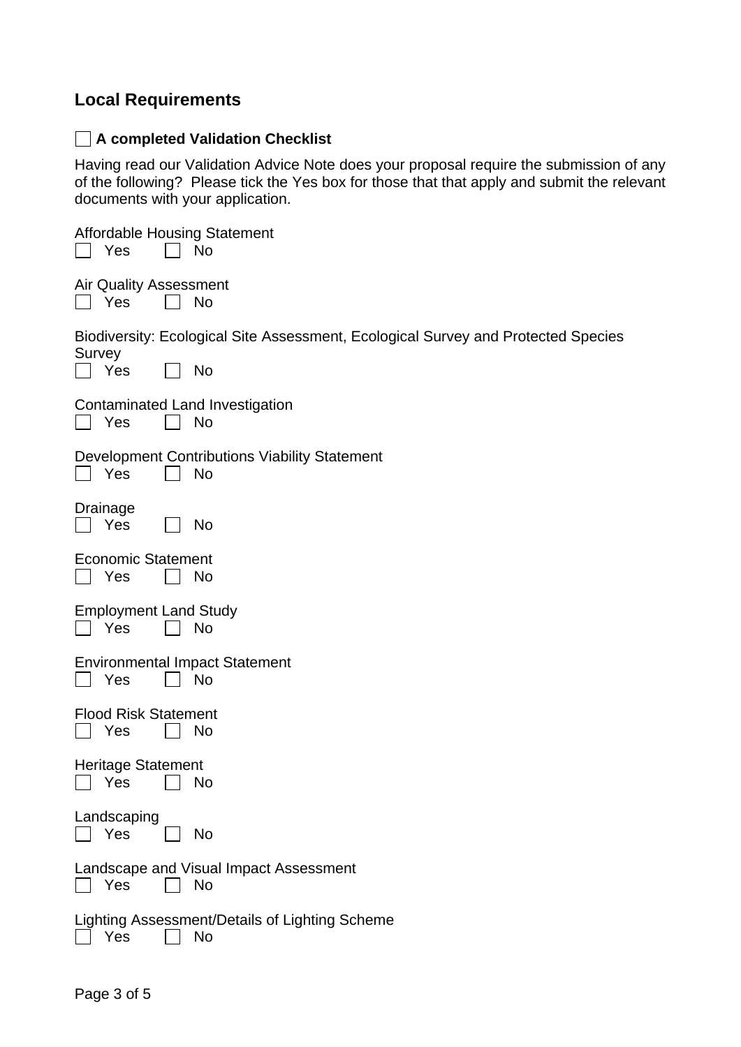## Local Requirements

☐ **A completed Validation Checklist**

Having read our Validation Advice Note does your proposal require the submission of any of the following? Please tick the Yes box for those that that apply and submit the relevant documents with your application.

Affordable Housing Statement
☐ Yes ☐ No

Air Quality Assessment
☐ Yes ☐ No

Biodiversity: Ecological Site Assessment, Ecological Survey and Protected Species Survey
☐ Yes ☐ No

Contaminated Land Investigation
☐ Yes ☐ No

Development Contributions Viability Statement
☐ Yes ☐ No

Drainage
☐ Yes ☐ No

Economic Statement
☐ Yes ☐ No

Employment Land Study
☐ Yes ☐ No

Environmental Impact Statement
☐ Yes ☐ No

Flood Risk Statement
☐ Yes ☐ No

Heritage Statement
☐ Yes ☐ No

Landscaping
☐ Yes ☐ No

Landscape and Visual Impact Assessment
☐ Yes ☐ No

Lighting Assessment/Details of Lighting Scheme
☐ Yes ☐ No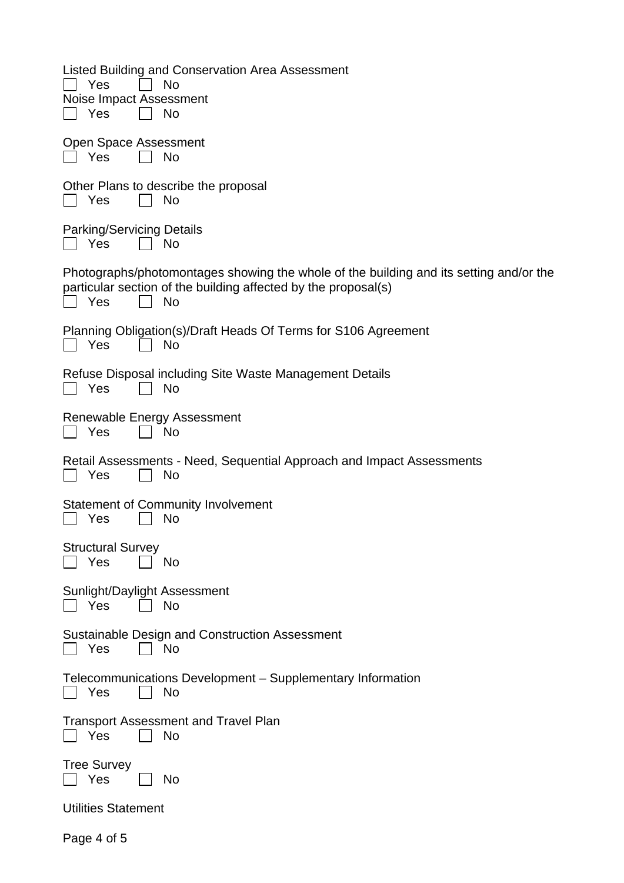Listed Building and Conservation Area Assessment
☐ Yes ☐ No

Noise Impact Assessment
☐ Yes ☐ No

Open Space Assessment
☐ Yes ☐ No

Other Plans to describe the proposal
☐ Yes ☐ No

Parking/Servicing Details
☐ Yes ☐ No

Photographs/photomontages showing the whole of the building and its setting and/or the particular section of the building affected by the proposal(s)
☐ Yes ☐ No

Planning Obligation(s)/Draft Heads Of Terms for S106 Agreement
☐ Yes ☐ No

Refuse Disposal including Site Waste Management Details
☐ Yes ☐ No

Renewable Energy Assessment
☐ Yes ☐ No

Retail Assessments - Need, Sequential Approach and Impact Assessments
☐ Yes ☐ No

Statement of Community Involvement
☐ Yes ☐ No

Structural Survey
☐ Yes ☐ No

Sunlight/Daylight Assessment
☐ Yes ☐ No

Sustainable Design and Construction Assessment
☐ Yes ☐ No

Telecommunications Development – Supplementary Information
☐ Yes ☐ No

Transport Assessment and Travel Plan
☐ Yes ☐ No

Tree Survey
☐ Yes ☐ No

Utilities Statement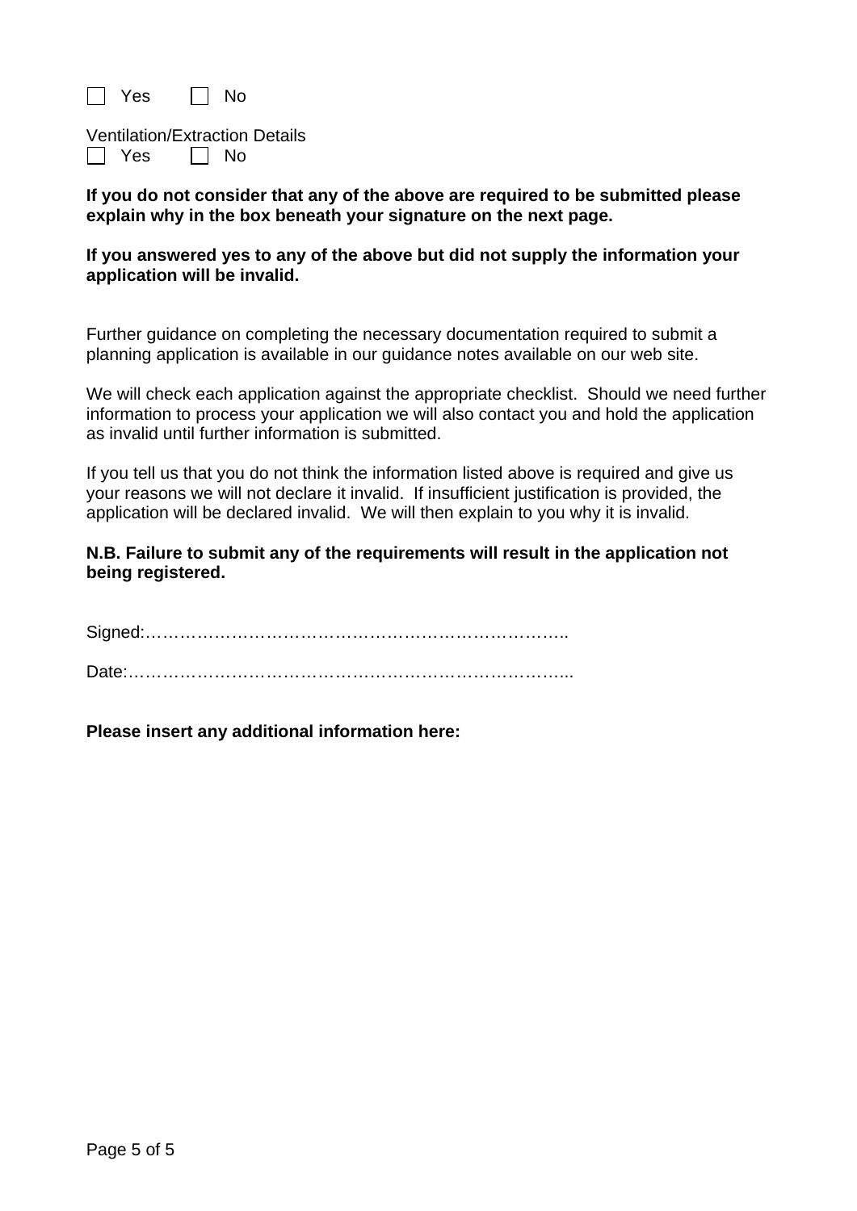☐ Yes ☐ No

Ventilation/Extraction Details

☐ Yes ☐ No

**If you do not consider that any of the above are required to be submitted please explain why in the box beneath your signature on the next page.**

**If you answered yes to any of the above but did not supply the information your application will be invalid.**

Further guidance on completing the necessary documentation required to submit a planning application is available in our guidance notes available on our web site.

We will check each application against the appropriate checklist. Should we need further information to process your application we will also contact you and hold the application as invalid until further information is submitted.

If you tell us that you do not think the information listed above is required and give us your reasons we will not declare it invalid. If insufficient justification is provided, the application will be declared invalid. We will then explain to you why it is invalid.

**N.B. Failure to submit any of the requirements will result in the application not being registered.**

Signed:…………………………………………………………………..

Date:……………………………………………………………………...

**Please insert any additional information here:**